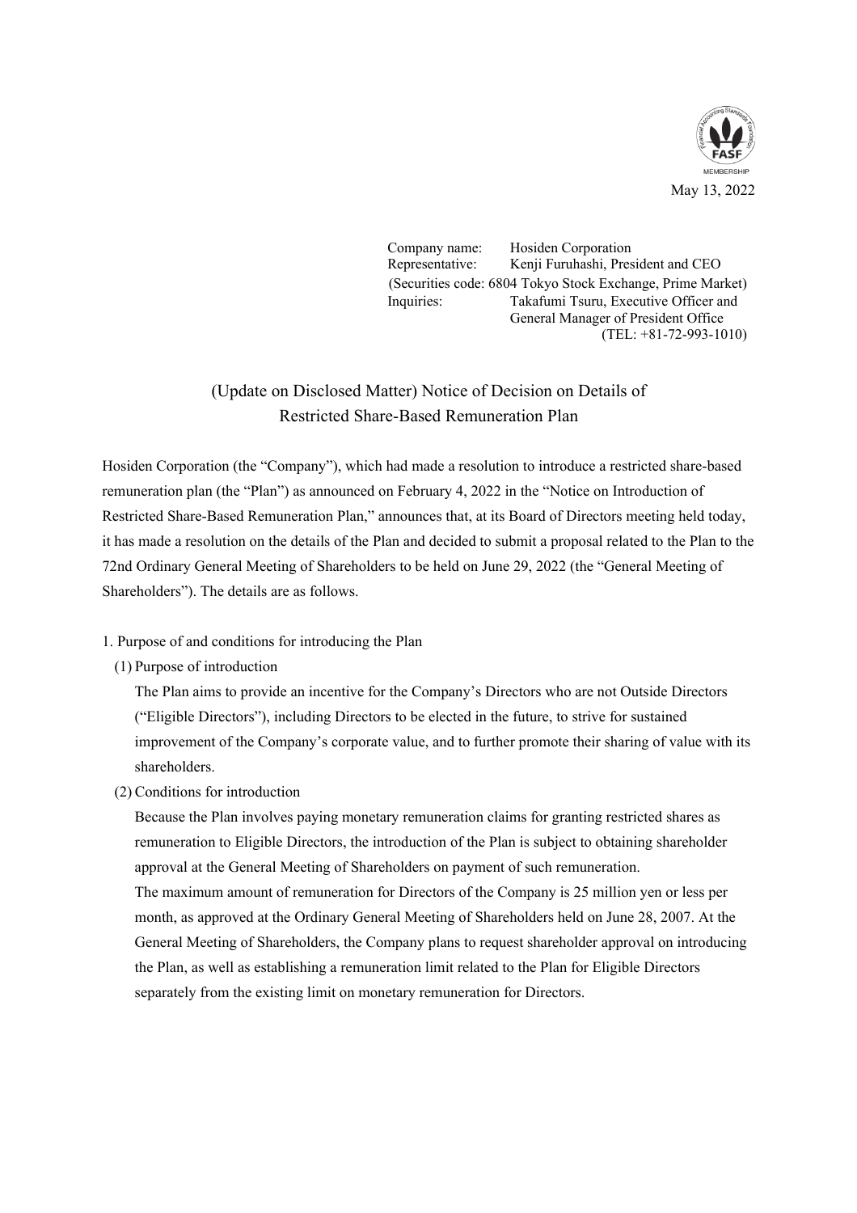May 13, 2022

Company name: Hosiden Corporation
Representative: Kenji Furuhashi, President and CEO
(Securities code: 6804 Tokyo Stock Exchange, Prime Market)
Inquiries: Takafumi Tsuru, Executive Officer and General Manager of President Office
(TEL: +81-72-993-1010)

# (Update on Disclosed Matter) Notice of Decision on Details of Restricted Share-Based Remuneration Plan

Hosiden Corporation (the "Company"), which had made a resolution to introduce a restricted share-based remuneration plan (the "Plan") as announced on February 4, 2022 in the "Notice on Introduction of Restricted Share-Based Remuneration Plan," announces that, at its Board of Directors meeting held today, it has made a resolution on the details of the Plan and decided to submit a proposal related to the Plan to the 72nd Ordinary General Meeting of Shareholders to be held on June 29, 2022 (the "General Meeting of Shareholders"). The details are as follows.

1. Purpose of and conditions for introducing the Plan

(1) Purpose of introduction

The Plan aims to provide an incentive for the Company's Directors who are not Outside Directors ("Eligible Directors"), including Directors to be elected in the future, to strive for sustained improvement of the Company's corporate value, and to further promote their sharing of value with its shareholders.

(2) Conditions for introduction

Because the Plan involves paying monetary remuneration claims for granting restricted shares as remuneration to Eligible Directors, the introduction of the Plan is subject to obtaining shareholder approval at the General Meeting of Shareholders on payment of such remuneration.

The maximum amount of remuneration for Directors of the Company is 25 million yen or less per month, as approved at the Ordinary General Meeting of Shareholders held on June 28, 2007. At the General Meeting of Shareholders, the Company plans to request shareholder approval on introducing the Plan, as well as establishing a remuneration limit related to the Plan for Eligible Directors separately from the existing limit on monetary remuneration for Directors.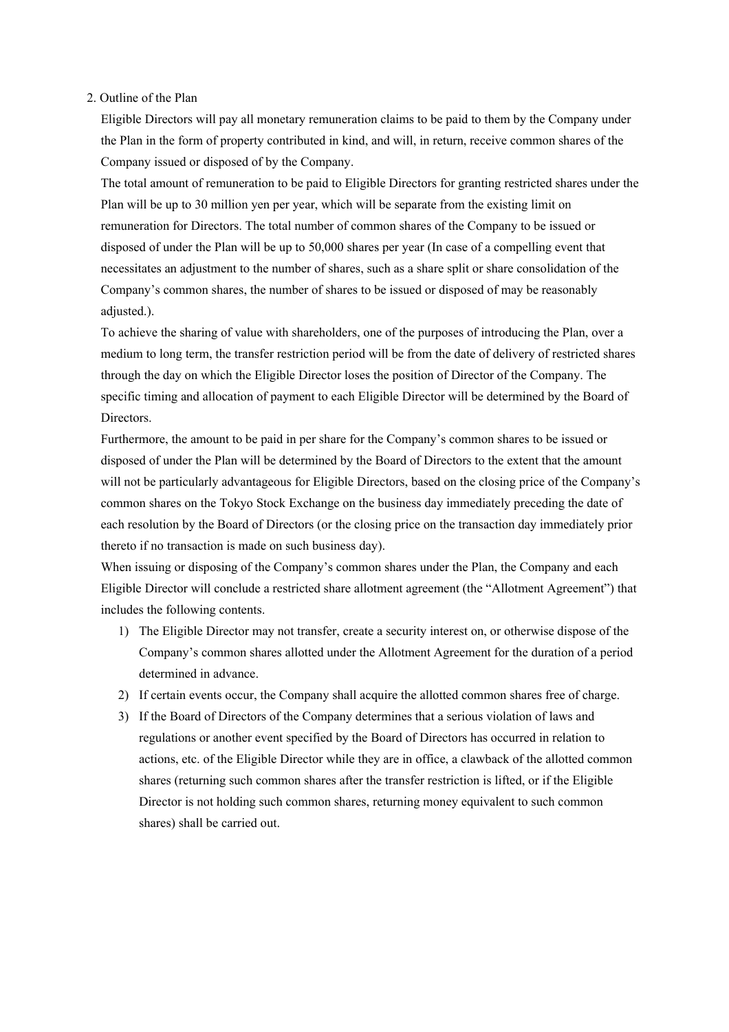## 2. Outline of the Plan

Eligible Directors will pay all monetary remuneration claims to be paid to them by the Company under the Plan in the form of property contributed in kind, and will, in return, receive common shares of the Company issued or disposed of by the Company.

The total amount of remuneration to be paid to Eligible Directors for granting restricted shares under the Plan will be up to 30 million yen per year, which will be separate from the existing limit on remuneration for Directors. The total number of common shares of the Company to be issued or disposed of under the Plan will be up to 50,000 shares per year (In case of a compelling event that necessitates an adjustment to the number of shares, such as a share split or share consolidation of the Company's common shares, the number of shares to be issued or disposed of may be reasonably adjusted.).

To achieve the sharing of value with shareholders, one of the purposes of introducing the Plan, over a medium to long term, the transfer restriction period will be from the date of delivery of restricted shares through the day on which the Eligible Director loses the position of Director of the Company. The specific timing and allocation of payment to each Eligible Director will be determined by the Board of Directors.

Furthermore, the amount to be paid in per share for the Company's common shares to be issued or disposed of under the Plan will be determined by the Board of Directors to the extent that the amount will not be particularly advantageous for Eligible Directors, based on the closing price of the Company's common shares on the Tokyo Stock Exchange on the business day immediately preceding the date of each resolution by the Board of Directors (or the closing price on the transaction day immediately prior thereto if no transaction is made on such business day).

When issuing or disposing of the Company's common shares under the Plan, the Company and each Eligible Director will conclude a restricted share allotment agreement (the "Allotment Agreement") that includes the following contents.

1) The Eligible Director may not transfer, create a security interest on, or otherwise dispose of the Company's common shares allotted under the Allotment Agreement for the duration of a period determined in advance.
2) If certain events occur, the Company shall acquire the allotted common shares free of charge.
3) If the Board of Directors of the Company determines that a serious violation of laws and regulations or another event specified by the Board of Directors has occurred in relation to actions, etc. of the Eligible Director while they are in office, a clawback of the allotted common shares (returning such common shares after the transfer restriction is lifted, or if the Eligible Director is not holding such common shares, returning money equivalent to such common shares) shall be carried out.